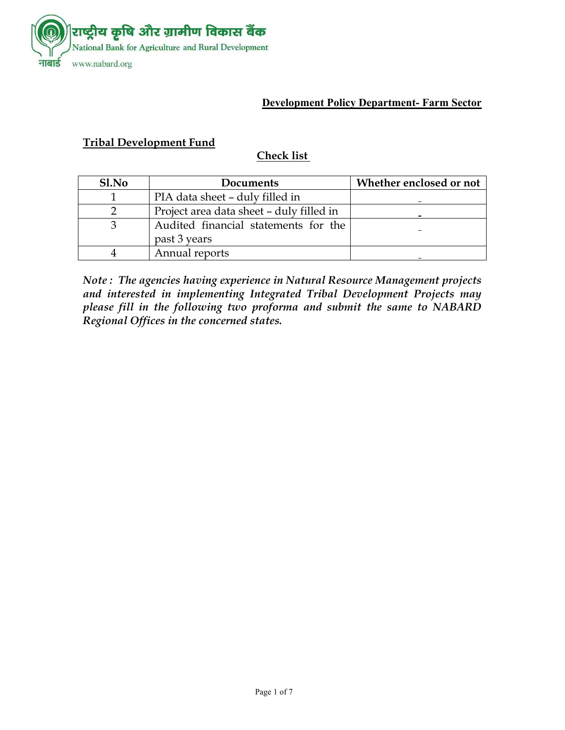राष्ट्रीय कृषि और ग्रामीण विकास बैंक

National Bank for Agriculture and Rural Development

नाबार्ड www.nabard.org

**Development Policy Department- Farm Sector**

**Tribal Development Fund**

## Check list

| Sl.No | Documents | Whether enclosed or not |
|---|---|---|
| 1 | PIA data sheet – duly filled in | _ |
| 2 | Project area data sheet – duly filled in | _ |
| 3 | Audited financial statements for the past 3 years | _ |
| 4 | Annual reports | _ |

***Note : The agencies having experience in Natural Resource Management projects and interested in implementing Integrated Tribal Development Projects may please fill in the following two proforma and submit the same to NABARD Regional Offices in the concerned states.***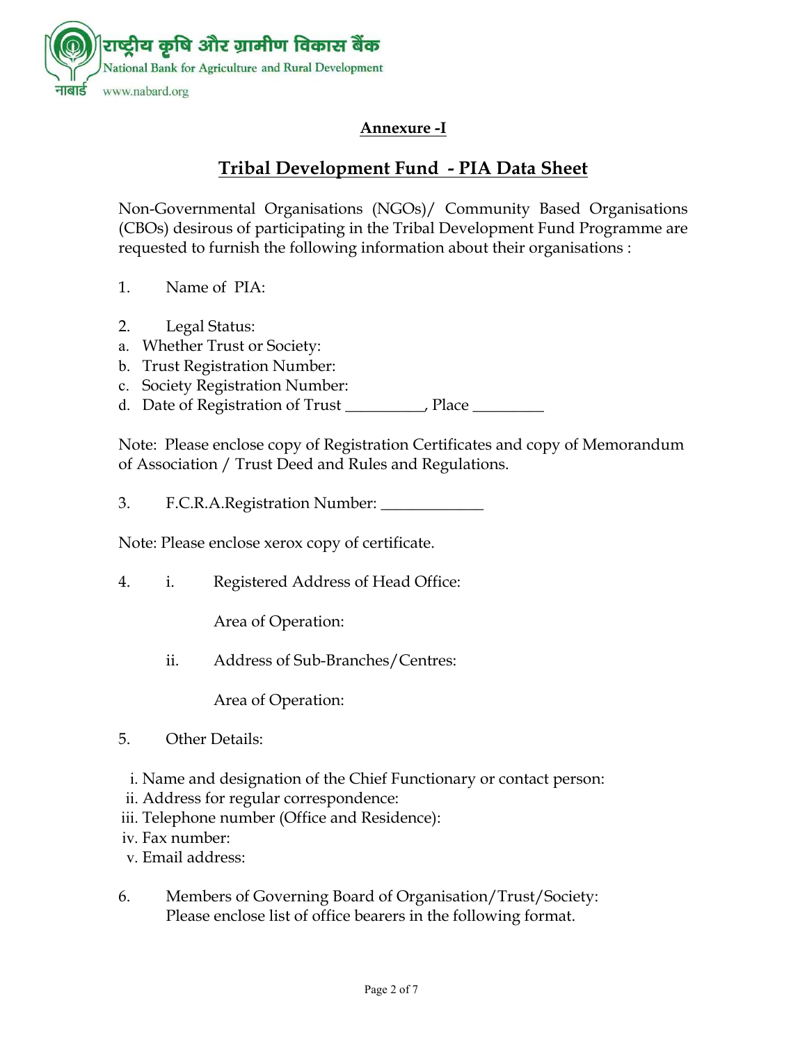## Annexure -I

## Tribal Development Fund - PIA Data Sheet

Non-Governmental Organisations (NGOs)/ Community Based Organisations (CBOs) desirous of participating in the Tribal Development Fund Programme are requested to furnish the following information about their organisations :

1. Name of PIA:

2. Legal Status:
   a. Whether Trust or Society:
   b. Trust Registration Number:
   c. Society Registration Number:
   d. Date of Registration of Trust __________, Place _________

Note: Please enclose copy of Registration Certificates and copy of Memorandum of Association / Trust Deed and Rules and Regulations.

3. F.C.R.A.Registration Number: _____________

Note: Please enclose xerox copy of certificate.

4. i. Registered Address of Head Office:

   Area of Operation:

   ii. Address of Sub-Branches/Centres:

   Area of Operation:

5. Other Details:

   i. Name and designation of the Chief Functionary or contact person:
   ii. Address for regular correspondence:
   iii. Telephone number (Office and Residence):
   iv. Fax number:
   v. Email address:

6. Members of Governing Board of Organisation/Trust/Society:
   Please enclose list of office bearers in the following format.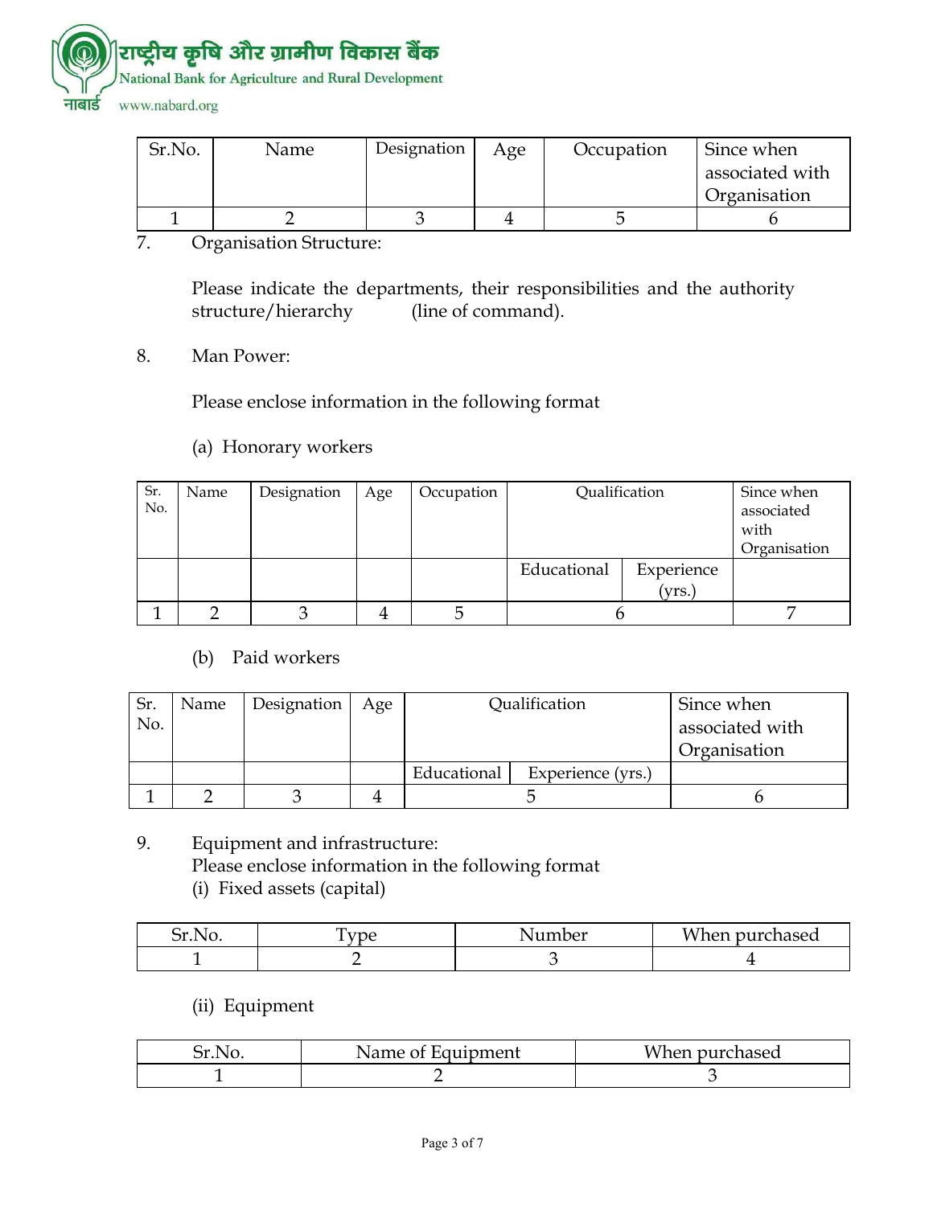| Sr.No. | Name | Designation | Age | Occupation | Since when associated with Organisation |
|---|---|---|---|---|---|
| 1 | 2 | 3 | 4 | 5 | 6 |

7. Organisation Structure:

   Please indicate the departments, their responsibilities and the authority structure/hierarchy (line of command).

8. Man Power:

   Please enclose information in the following format

   (a) Honorary workers

| Sr. No. | Name | Designation | Age | Occupation | Qualification | | Since when associated with Organisation |
|---|---|---|---|---|---|---|---|
| | | | | | Educational | Experience (yrs.) | |
| 1 | 2 | 3 | 4 | 5 | 6 | | 7 |

   (b) Paid workers

| Sr. No. | Name | Designation | Age | Qualification | | Since when associated with Organisation |
|---|---|---|---|---|---|---|
| | | | | Educational | Experience (yrs.) | |
| 1 | 2 | 3 | 4 | 5 | | 6 |

9. Equipment and infrastructure:
   Please enclose information in the following format
   (i) Fixed assets (capital)

| Sr.No. | Type | Number | When purchased |
|---|---|---|---|
| 1 | 2 | 3 | 4 |

   (ii) Equipment

| Sr.No. | Name of Equipment | When purchased |
|---|---|---|
| 1 | 2 | 3 |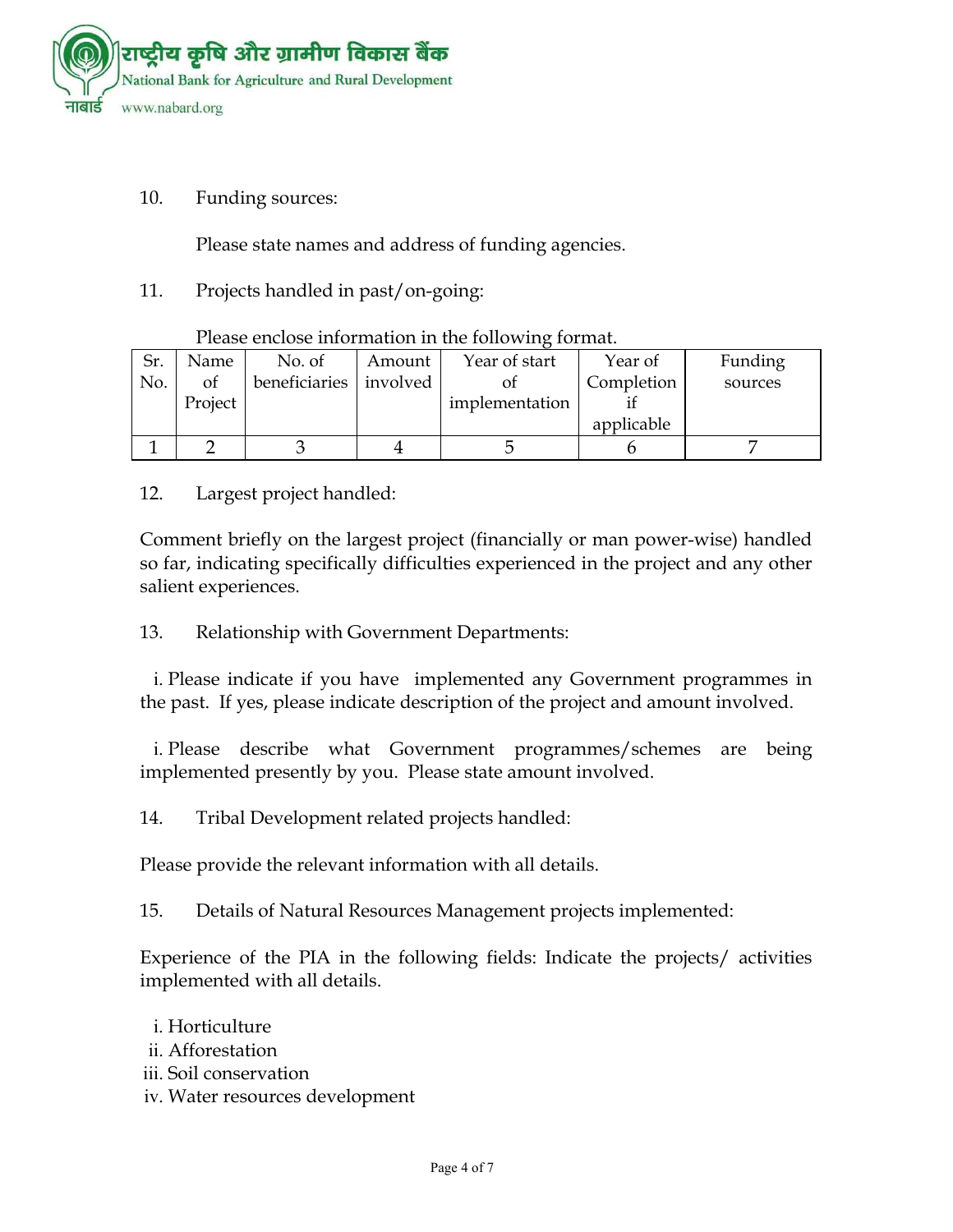10. Funding sources:

    Please state names and address of funding agencies.

11. Projects handled in past/on-going:

    Please enclose information in the following format.

| Sr. No. | Name of Project | No. of beneficiaries | Amount involved | Year of start of implementation | Year of Completion if applicable | Funding sources |
|---|---|---|---|---|---|---|
| 1 | 2 | 3 | 4 | 5 | 6 | 7 |

12. Largest project handled:

Comment briefly on the largest project (financially or man power-wise) handled so far, indicating specifically difficulties experienced in the project and any other salient experiences.

13. Relationship with Government Departments:

  i. Please indicate if you have implemented any Government programmes in the past. If yes, please indicate description of the project and amount involved.

  i. Please describe what Government programmes/schemes are being implemented presently by you. Please state amount involved.

14. Tribal Development related projects handled:

Please provide the relevant information with all details.

15. Details of Natural Resources Management projects implemented:

Experience of the PIA in the following fields: Indicate the projects/ activities implemented with all details.

  i. Horticulture
 ii. Afforestation
 iii. Soil conservation
 iv. Water resources development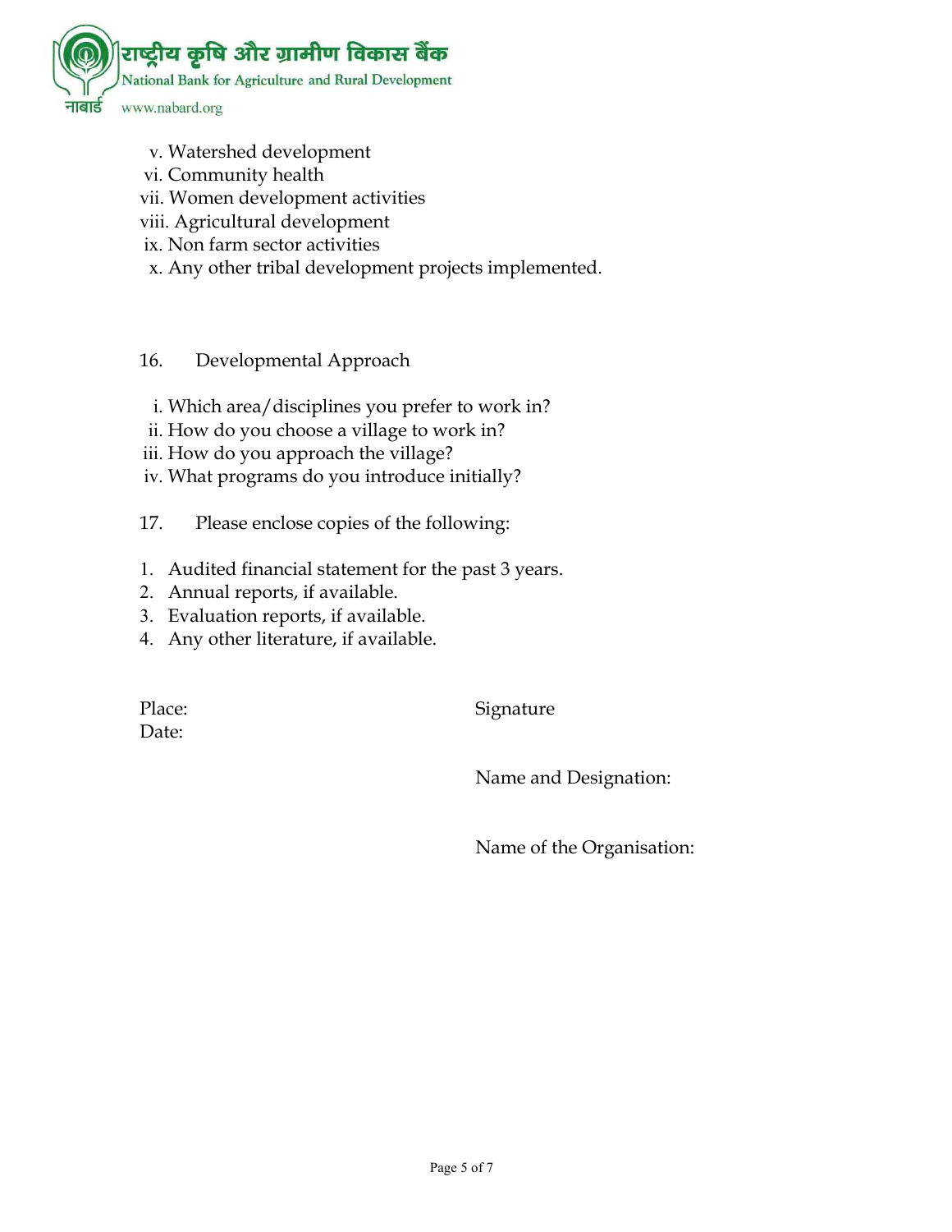v. Watershed development
vi. Community health
vii. Women development activities
viii. Agricultural development
ix. Non farm sector activities
x. Any other tribal development projects implemented.

16. Developmental Approach

i. Which area/disciplines you prefer to work in?
ii. How do you choose a village to work in?
iii. How do you approach the village?
iv. What programs do you introduce initially?

17. Please enclose copies of the following:

1. Audited financial statement for the past 3 years.
2. Annual reports, if available.
3. Evaluation reports, if available.
4. Any other literature, if available.

Place: Signature

Date:

Name and Designation:

Name of the Organisation: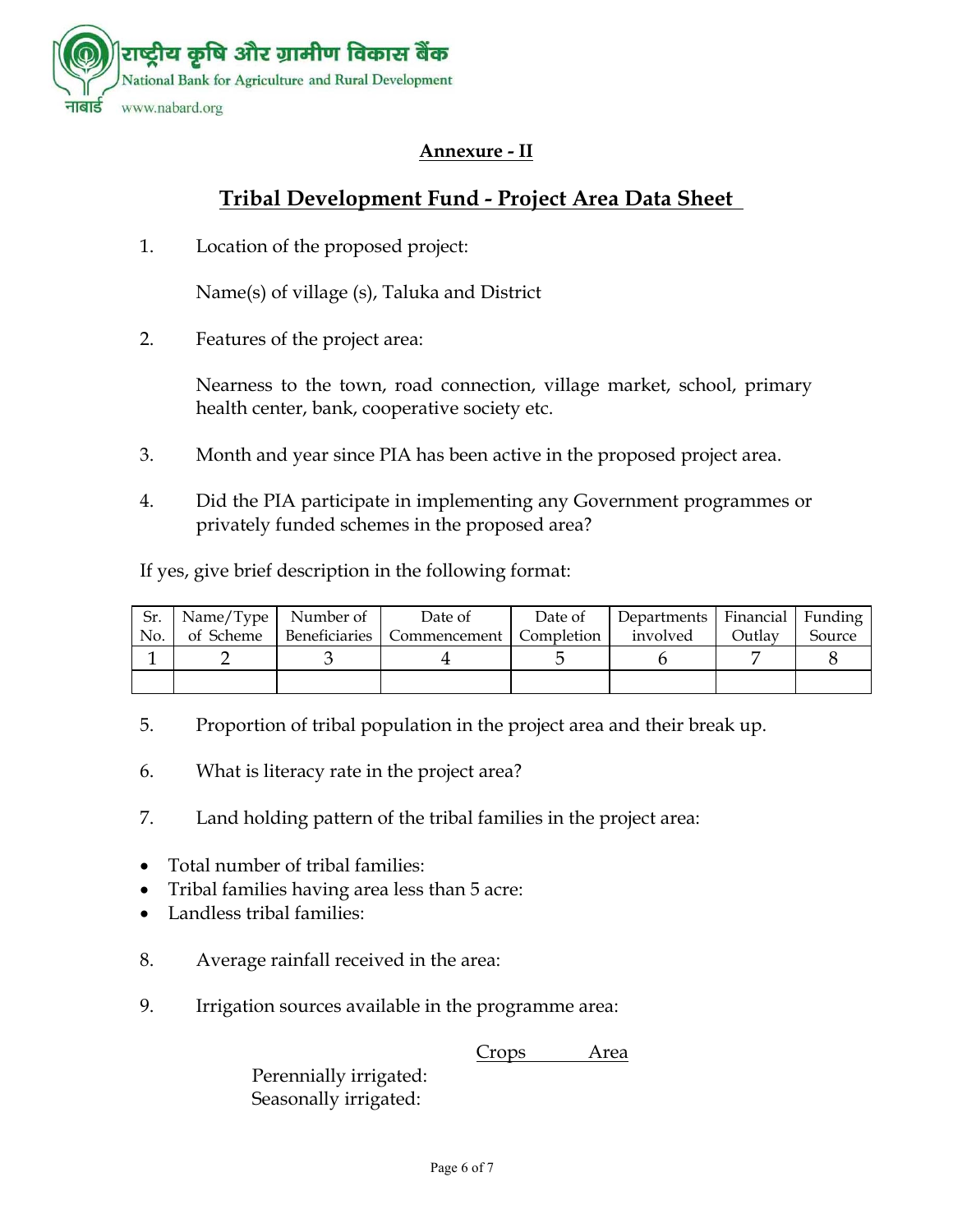## Annexure - II

## Tribal Development Fund - Project Area Data Sheet

1. Location of the proposed project:

   Name(s) of village (s), Taluka and District

2. Features of the project area:

   Nearness to the town, road connection, village market, school, primary health center, bank, cooperative society etc.

3. Month and year since PIA has been active in the proposed project area.

4. Did the PIA participate in implementing any Government programmes or privately funded schemes in the proposed area?

If yes, give brief description in the following format:

| Sr. No. | Name/Type of Scheme | Number of Beneficiaries | Date of Commencement | Date of Completion | Departments involved | Financial Outlay | Funding Source |
|---|---|---|---|---|---|---|---|
| 1 | 2 | 3 | 4 | 5 | 6 | 7 | 8 |
| | | | | | | | |

5. Proportion of tribal population in the project area and their break up.

6. What is literacy rate in the project area?

7. Land holding pattern of the tribal families in the project area:

- Total number of tribal families:
- Tribal families having area less than 5 acre:
- Landless tribal families:

8. Average rainfall received in the area:

9. Irrigation sources available in the programme area:

| | Crops | Area |
|---|---|---|
| Perennially irrigated: | | |
| Seasonally irrigated: | | |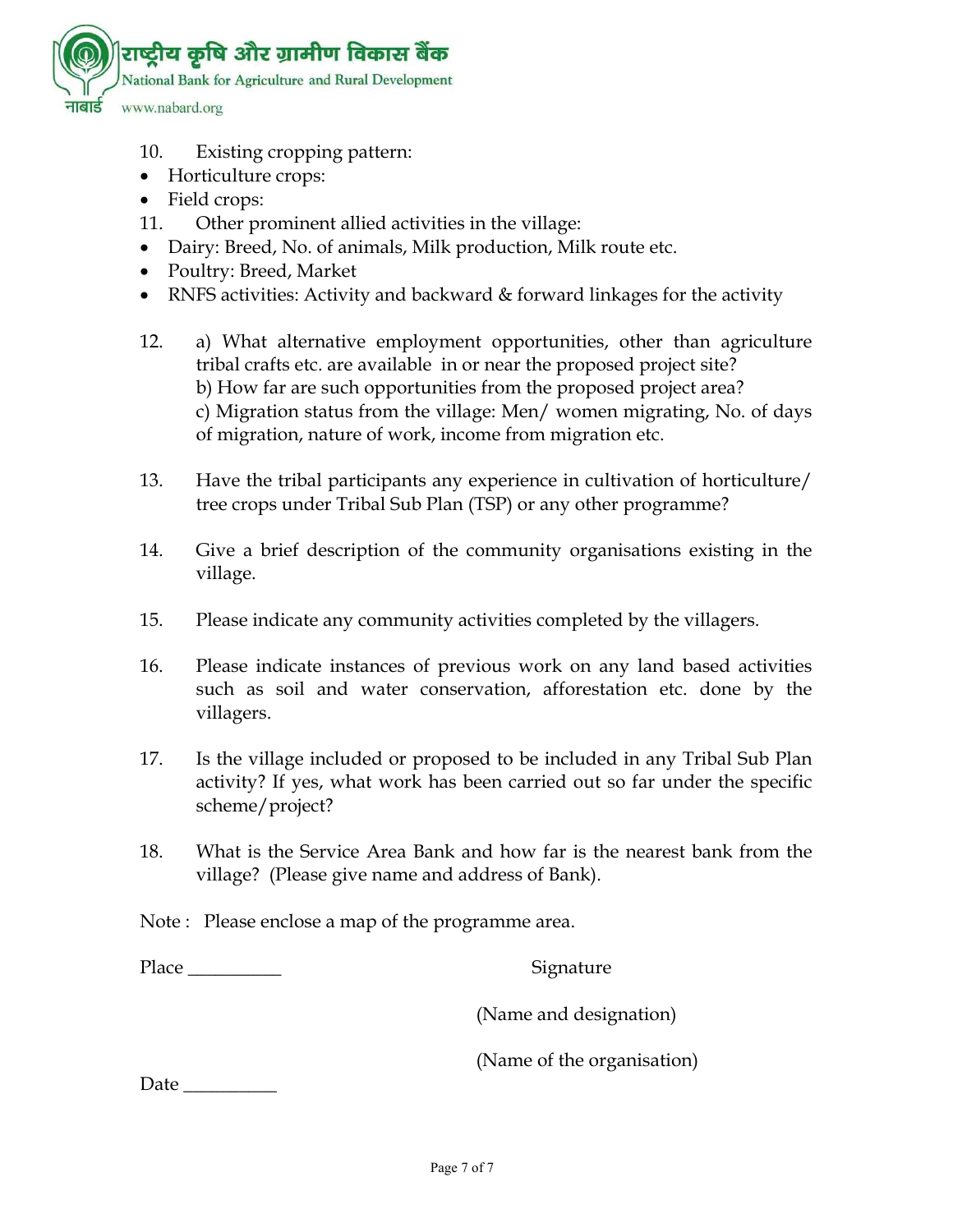10. Existing cropping pattern:

- Horticulture crops:
- Field crops:

11. Other prominent allied activities in the village:

- Dairy: Breed, No. of animals, Milk production, Milk route etc.
- Poultry: Breed, Market
- RNFS activities: Activity and backward & forward linkages for the activity

12. a) What alternative employment opportunities, other than agriculture tribal crafts etc. are available in or near the proposed project site?
    b) How far are such opportunities from the proposed project area?
    c) Migration status from the village: Men/ women migrating, No. of days of migration, nature of work, income from migration etc.

13. Have the tribal participants any experience in cultivation of horticulture/ tree crops under Tribal Sub Plan (TSP) or any other programme?

14. Give a brief description of the community organisations existing in the village.

15. Please indicate any community activities completed by the villagers.

16. Please indicate instances of previous work on any land based activities such as soil and water conservation, afforestation etc. done by the villagers.

17. Is the village included or proposed to be included in any Tribal Sub Plan activity? If yes, what work has been carried out so far under the specific scheme/project?

18. What is the Service Area Bank and how far is the nearest bank from the village? (Please give name and address of Bank).

Note : Please enclose a map of the programme area.

Place __________

Signature

(Name and designation)

(Name of the organisation)

Date __________